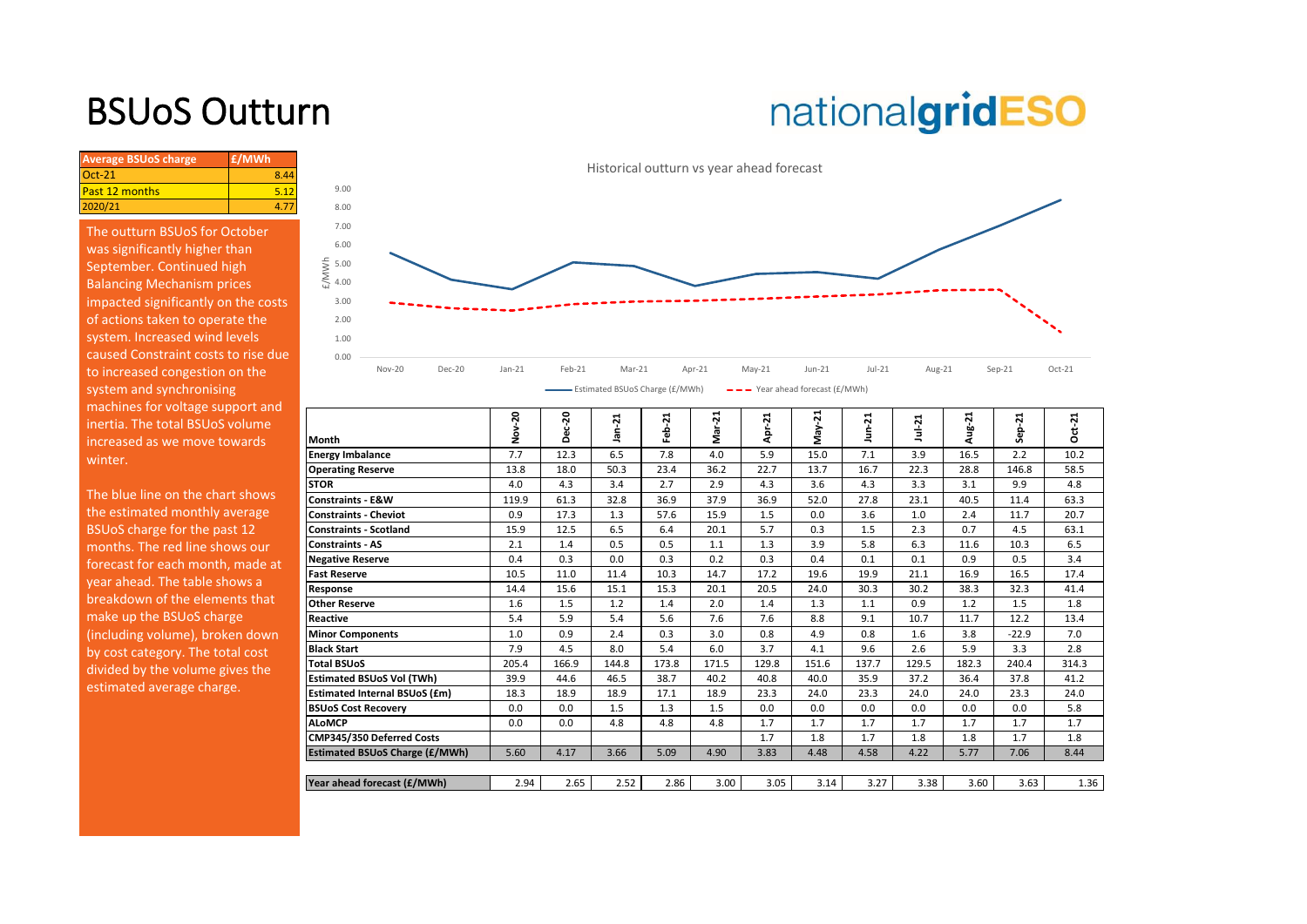# BSUoS Outturn

nationalgridESO

| Average BSUoS charge | £/MWh |
|---|---|
| Oct-21 | 8.44 |
| Past 12 months | 5.12 |
| 2020/21 | 4.77 |

The outturn BSUoS for October was significantly higher than September. Continued high Balancing Mechanism prices impacted significantly on the costs of actions taken to operate the system. Increased wind levels caused Constraint costs to rise due to increased congestion on the system and synchronising machines for voltage support and inertia. The total BSUoS volume increased as we move towards winter.

The blue line on the chart shows the estimated monthly average BSUoS charge for the past 12 months. The red line shows our forecast for each month, made at year ahead. The table shows a breakdown of the elements that make up the BSUoS charge (including volume), broken down by cost category. The total cost divided by the volume gives the estimated average charge.

Historical outturn vs year ahead forecast

| Month | Nov-20 | Dec-20 | Jan-21 | Feb-21 | Mar-21 | Apr-21 | May-21 | Jun-21 | Jul-21 | Aug-21 | Sep-21 | Oct-21 |
|---|---|---|---|---|---|---|---|---|---|---|---|---|
| **Energy Imbalance** | 7.7 | 12.3 | 6.5 | 7.8 | 4.0 | 5.9 | 15.0 | 7.1 | 3.9 | 16.5 | 2.2 | 10.2 |
| **Operating Reserve** | 13.8 | 18.0 | 50.3 | 23.4 | 36.2 | 22.7 | 13.7 | 16.7 | 22.3 | 28.8 | 146.8 | 58.5 |
| **STOR** | 4.0 | 4.3 | 3.4 | 2.7 | 2.9 | 4.3 | 3.6 | 4.3 | 3.3 | 3.1 | 9.9 | 4.8 |
| **Constraints - E&W** | 119.9 | 61.3 | 32.8 | 36.9 | 37.9 | 36.9 | 52.0 | 27.8 | 23.1 | 40.5 | 11.4 | 63.3 |
| **Constraints - Cheviot** | 0.9 | 17.3 | 1.3 | 57.6 | 15.9 | 1.5 | 0.0 | 3.6 | 1.0 | 2.4 | 11.7 | 20.7 |
| **Constraints - Scotland** | 15.9 | 12.5 | 6.5 | 6.4 | 20.1 | 5.7 | 0.3 | 1.5 | 2.3 | 0.7 | 4.5 | 63.1 |
| **Constraints - AS** | 2.1 | 1.4 | 0.5 | 0.5 | 1.1 | 1.3 | 3.9 | 5.8 | 6.3 | 11.6 | 10.3 | 6.5 |
| **Negative Reserve** | 0.4 | 0.3 | 0.0 | 0.3 | 0.2 | 0.3 | 0.4 | 0.1 | 0.1 | 0.9 | 0.5 | 3.4 |
| **Fast Reserve** | 10.5 | 11.0 | 11.4 | 10.3 | 14.7 | 17.2 | 19.6 | 19.9 | 21.1 | 16.9 | 16.5 | 17.4 |
| **Response** | 14.4 | 15.6 | 15.1 | 15.3 | 20.1 | 20.5 | 24.0 | 30.3 | 30.2 | 38.3 | 32.3 | 41.4 |
| **Other Reserve** | 1.6 | 1.5 | 1.2 | 1.4 | 2.0 | 1.4 | 1.3 | 1.1 | 0.9 | 1.2 | 1.5 | 1.8 |
| **Reactive** | 5.4 | 5.9 | 5.4 | 5.6 | 7.6 | 7.6 | 8.8 | 9.1 | 10.7 | 11.7 | 12.2 | 13.4 |
| **Minor Components** | 1.0 | 0.9 | 2.4 | 0.3 | 3.0 | 0.8 | 4.9 | 0.8 | 1.6 | 3.8 | -22.9 | 7.0 |
| **Black Start** | 7.9 | 4.5 | 8.0 | 5.4 | 6.0 | 3.7 | 4.1 | 9.6 | 2.6 | 5.9 | 3.3 | 2.8 |
| **Total BSUoS** | 205.4 | 166.9 | 144.8 | 173.8 | 171.5 | 129.8 | 151.6 | 137.7 | 129.5 | 182.3 | 240.4 | 314.3 |
| **Estimated BSUoS Vol (TWh)** | 39.9 | 44.6 | 46.5 | 38.7 | 40.2 | 40.8 | 40.0 | 35.9 | 37.2 | 36.4 | 37.8 | 41.2 |
| **Estimated Internal BSUoS (£m)** | 18.3 | 18.9 | 18.9 | 17.1 | 18.9 | 23.3 | 24.0 | 23.3 | 24.0 | 24.0 | 23.3 | 24.0 |
| **BSUoS Cost Recovery** | 0.0 | 0.0 | 1.5 | 1.3 | 1.5 | 0.0 | 0.0 | 0.0 | 0.0 | 0.0 | 0.0 | 5.8 |
| **ALoMCP** | 0.0 | 0.0 | 4.8 | 4.8 | 4.8 | 1.7 | 1.7 | 1.7 | 1.7 | 1.7 | 1.7 | 1.7 |
| **CMP345/350 Deferred Costs** | | | | | | 1.7 | 1.8 | 1.7 | 1.8 | 1.8 | 1.7 | 1.8 |
| **Estimated BSUoS Charge (£/MWh)** | 5.60 | 4.17 | 3.66 | 5.09 | 4.90 | 3.83 | 4.48 | 4.58 | 4.22 | 5.77 | 7.06 | 8.44 |
| | | | | | | | | | | | | |
| **Year ahead forecast (£/MWh)** | 2.94 | 2.65 | 2.52 | 2.86 | 3.00 | 3.05 | 3.14 | 3.27 | 3.38 | 3.60 | 3.63 | 1.36 |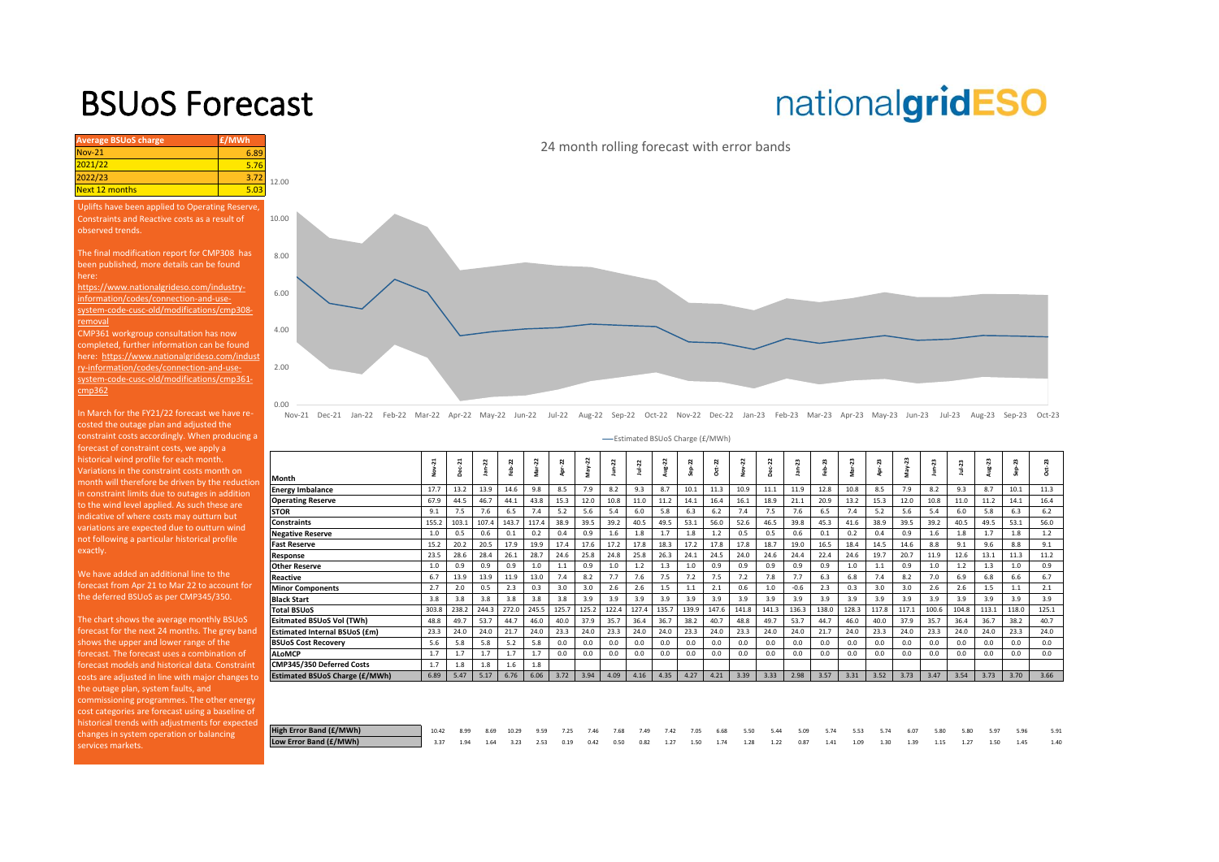# BSUoS Forecast

nationalgridESO

| Average BSUoS charge | £/MWh |
|---|---|
| Nov-21 | 6.89 |
| 2021/22 | 5.76 |
| 2022/23 | 3.72 |
| Next 12 months | 5.03 |

Uplifts have been applied to Operating Reserve, Constraints and Reactive costs as a result of observed trends.

The final modification report for CMP308 has been published, more details can be found here: https://www.nationalgrideso.com/industry-information/codes/connection-and-use-system-code-cusc-old/modifications/cmp308-removal

CMP361 workgroup consultation has now completed, further information can be found here: https://www.nationalgrideso.com/industry-information/codes/connection-and-use-system-code-cusc-old/modifications/cmp361-cmp362

In March for the FY21/22 forecast we have re-costed the outage plan and adjusted the constraint costs accordingly. When producing a forecast of constraint costs, we apply a historical wind profile for each month. Variations in the constraint costs month on month will therefore be driven by the reduction in constraint limits due to outages in addition to the wind level applied. As such these are indicative of where costs may outturn but variations are expected due to outturn wind not following a particular historical profile exactly.

We have added an additional line to the forecast from Apr 21 to Mar 22 to account for the deferred BSUoS as per CMP345/350.

The chart shows the average monthly BSUoS forecast for the next 24 months. The grey band shows the upper and lower range of the forecast. The forecast uses a combination of forecast models and historical data. Constraint costs are adjusted in line with major changes to the outage plan, system faults, and commissioning programmes. The other energy cost categories are forecast using a baseline of historical trends with adjustments for expected changes in system operation or balancing services markets.

24 month rolling forecast with error bands

— Estimated BSUoS Charge (£/MWh)

| Month | Nov-21 | Dec-21 | Jan-22 | Feb-22 | Mar-22 | Apr-22 | May-22 | Jun-22 | Jul-22 | Aug-22 | Sep-22 | Oct-22 | Nov-22 | Dec-22 | Jan-23 | Feb-23 | Mar-23 | Apr-23 | May-23 | Jun-23 | Jul-23 | Aug-23 | Sep-23 | Oct-23 |
|---|---|---|---|---|---|---|---|---|---|---|---|---|---|---|---|---|---|---|---|---|---|---|---|---|
| **Energy Imbalance** | 17.7 | 13.2 | 13.9 | 14.6 | 9.8 | 8.5 | 7.9 | 8.2 | 9.3 | 8.7 | 10.1 | 11.3 | 10.9 | 11.1 | 11.9 | 12.8 | 10.8 | 8.5 | 7.9 | 8.2 | 9.3 | 8.7 | 10.1 | 11.3 |
| **Operating Reserve** | 67.9 | 44.5 | 46.7 | 44.1 | 43.8 | 15.3 | 12.0 | 10.8 | 11.0 | 11.2 | 14.1 | 16.4 | 16.1 | 18.9 | 21.1 | 20.9 | 13.2 | 15.3 | 12.0 | 10.8 | 11.0 | 11.2 | 14.1 | 16.4 |
| **STOR** | 9.1 | 7.5 | 7.6 | 6.5 | 7.4 | 5.2 | 5.6 | 5.4 | 6.0 | 5.8 | 6.3 | 6.2 | 7.4 | 7.5 | 7.6 | 6.5 | 7.4 | 5.2 | 5.6 | 5.4 | 6.0 | 5.8 | 6.3 | 6.2 |
| **Constraints** | 155.2 | 103.1 | 107.4 | 143.7 | 117.4 | 38.9 | 39.5 | 39.2 | 40.5 | 49.5 | 53.1 | 56.0 | 52.6 | 46.5 | 39.8 | 45.3 | 41.6 | 38.9 | 39.5 | 39.2 | 40.5 | 49.5 | 53.1 | 56.0 |
| **Negative Reserve** | 1.0 | 0.5 | 0.6 | 0.1 | 0.2 | 0.4 | 0.9 | 1.6 | 1.8 | 1.7 | 1.8 | 1.2 | 0.5 | 0.5 | 0.6 | 0.1 | 0.2 | 0.4 | 0.9 | 1.6 | 1.8 | 1.7 | 1.8 | 1.2 |
| **Fast Reserve** | 15.2 | 20.2 | 20.5 | 17.9 | 19.9 | 17.4 | 17.6 | 17.2 | 17.8 | 18.3 | 17.2 | 17.8 | 17.8 | 18.7 | 19.0 | 16.5 | 18.4 | 14.5 | 14.6 | 8.8 | 9.1 | 9.6 | 8.8 | 9.1 |
| **Response** | 23.5 | 28.6 | 28.4 | 26.1 | 28.7 | 24.6 | 25.8 | 24.8 | 25.8 | 26.3 | 24.1 | 24.5 | 24.0 | 24.6 | 24.4 | 22.4 | 24.6 | 19.7 | 20.7 | 11.9 | 12.6 | 13.1 | 11.3 | 11.2 |
| **Other Reserve** | 1.0 | 0.9 | 0.9 | 0.9 | 1.0 | 1.1 | 0.9 | 1.0 | 1.2 | 1.3 | 1.0 | 0.9 | 0.9 | 0.9 | 0.9 | 0.9 | 1.0 | 1.1 | 0.9 | 1.0 | 1.2 | 1.3 | 1.0 | 0.9 |
| **Reactive** | 6.7 | 13.9 | 13.9 | 11.9 | 13.0 | 7.4 | 8.2 | 7.7 | 7.6 | 7.5 | 7.2 | 7.5 | 7.2 | 7.8 | 7.7 | 6.3 | 6.8 | 7.4 | 8.2 | 7.0 | 6.9 | 6.8 | 6.6 | 6.7 |
| **Minor Components** | 2.7 | 2.0 | 0.5 | 2.3 | 0.3 | 3.0 | 3.0 | 2.6 | 2.6 | 1.5 | 1.1 | 2.1 | 0.6 | 1.0 | -0.6 | 2.3 | 0.3 | 3.0 | 3.0 | 2.6 | 2.6 | 1.5 | 1.1 | 2.1 |
| **Black Start** | 3.8 | 3.8 | 3.8 | 3.8 | 3.8 | 3.8 | 3.9 | 3.9 | 3.9 | 3.9 | 3.9 | 3.9 | 3.9 | 3.9 | 3.9 | 3.9 | 3.9 | 3.9 | 3.9 | 3.9 | 3.9 | 3.9 | 3.9 | 3.9 |
| **Total BSUoS** | 303.8 | 238.2 | 244.3 | 272.0 | 245.5 | 125.7 | 125.2 | 122.4 | 127.4 | 135.7 | 139.9 | 147.6 | 141.8 | 141.3 | 136.3 | 138.0 | 128.3 | 117.8 | 117.1 | 100.6 | 104.8 | 113.1 | 118.0 | 125.1 |
| **Esitmated BSUoS Vol (TWh)** | 48.8 | 49.7 | 53.7 | 44.7 | 46.0 | 40.0 | 37.9 | 35.7 | 36.4 | 36.7 | 38.2 | 40.7 | 48.8 | 49.7 | 53.7 | 44.7 | 46.0 | 40.0 | 37.9 | 35.7 | 36.4 | 36.7 | 38.2 | 40.7 |
| **Estimated Internal BSUoS (£m)** | 23.3 | 24.0 | 24.0 | 21.7 | 24.0 | 23.3 | 24.0 | 23.3 | 24.0 | 24.0 | 23.3 | 24.0 | 23.3 | 24.0 | 24.0 | 21.7 | 24.0 | 23.3 | 24.0 | 23.3 | 24.0 | 24.0 | 23.3 | 24.0 |
| **BSUoS Cost Recovery** | 5.6 | 5.8 | 5.8 | 5.2 | 5.8 | 0.0 | 0.0 | 0.0 | 0.0 | 0.0 | 0.0 | 0.0 | 0.0 | 0.0 | 0.0 | 0.0 | 0.0 | 0.0 | 0.0 | 0.0 | 0.0 | 0.0 | 0.0 | 0.0 |
| **ALoMCP** | 1.7 | 1.7 | 1.7 | 1.7 | 1.7 | 0.0 | 0.0 | 0.0 | 0.0 | 0.0 | 0.0 | 0.0 | 0.0 | 0.0 | 0.0 | 0.0 | 0.0 | 0.0 | 0.0 | 0.0 | 0.0 | 0.0 | 0.0 | 0.0 |
| **CMP345/350 Deferred Costs** | 1.7 | 1.8 | 1.8 | 1.6 | 1.8 | | | | | | | | | | | | | | | | | | | |
| **Estimated BSUoS Charge (£/MWh)** | 6.89 | 5.47 | 5.17 | 6.76 | 6.06 | 3.72 | 3.94 | 4.09 | 4.16 | 4.35 | 4.27 | 4.21 | 3.39 | 3.33 | 2.98 | 3.57 | 3.31 | 3.52 | 3.73 | 3.47 | 3.54 | 3.73 | 3.70 | 3.66 |
| **High Error Band (£/MWh)** | 10.42 | 8.99 | 8.69 | 10.29 | 9.59 | 7.25 | 7.46 | 7.68 | 7.49 | 7.42 | 7.05 | 6.68 | 5.50 | 5.44 | 5.09 | 5.74 | 5.53 | 5.74 | 6.07 | 5.80 | 5.80 | 5.97 | 5.96 | 5.91 |
| **Low Error Band (£/MWh)** | 3.37 | 1.94 | 1.64 | 3.23 | 2.53 | 0.19 | 0.42 | 0.50 | 0.82 | 1.27 | 1.50 | 1.74 | 1.28 | 1.22 | 0.87 | 1.41 | 1.09 | 1.30 | 1.39 | 1.15 | 1.27 | 1.50 | 1.45 | 1.40 |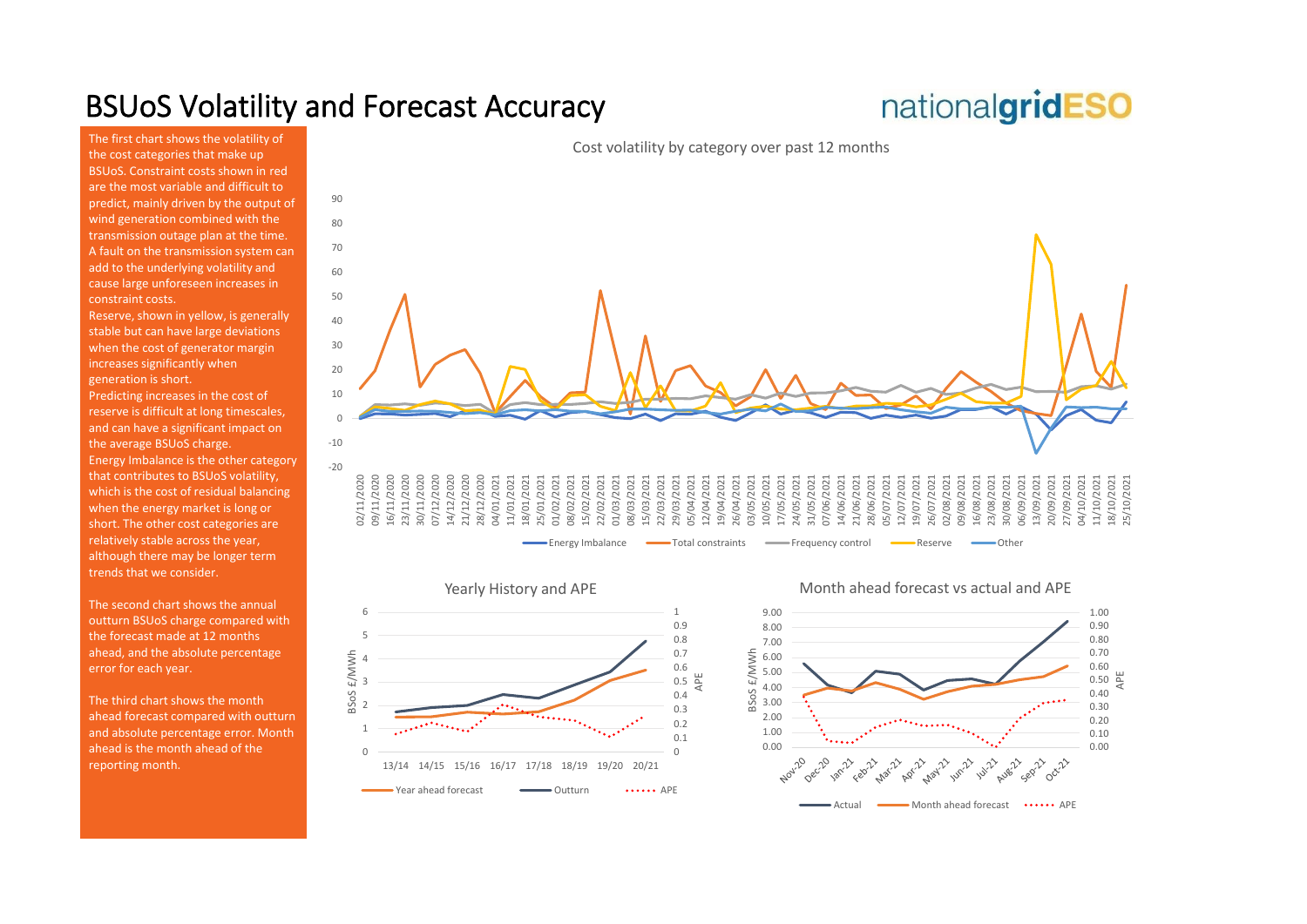# BSUoS Volatility and Forecast Accuracy

nationalgridESO

The first chart shows the volatility of the cost categories that make up BSUoS. Constraint costs shown in red are the most variable and difficult to predict, mainly driven by the output of wind generation combined with the transmission outage plan at the time. A fault on the transmission system can add to the underlying volatility and cause large unforeseen increases in constraint costs.

Reserve, shown in yellow, is generally stable but can have large deviations when the cost of generator margin increases significantly when generation is short.

Predicting increases in the cost of reserve is difficult at long timescales, and can have a significant impact on the average BSUoS charge.

Energy Imbalance is the other category that contributes to BSUoS volatility, which is the cost of residual balancing when the energy market is long or short. The other cost categories are relatively stable across the year, although there may be longer term trends that we consider.

The second chart shows the annual outturn BSUoS charge compared with the forecast made at 12 months ahead, and the absolute percentage error for each year.

The third chart shows the month ahead forecast compared with outturn and absolute percentage error. Month ahead is the month ahead of the reporting month.

Cost volatility by category over past 12 months

90
80
70
60
50
40
30
20
10
0
-10
-20

02/11/2020 09/11/2020 16/11/2020 23/11/2020 30/11/2020 07/12/2020 14/12/2020 21/12/2020 28/12/2020 04/01/2021 11/01/2021 18/01/2021 25/01/2021 01/02/2021 08/02/2021 15/02/2021 22/02/2021 01/03/2021 08/03/2021 15/03/2021 22/03/2021 29/03/2021 05/04/2021 12/04/2021 19/04/2021 26/04/2021 03/05/2021 10/05/2021 17/05/2021 24/05/2021 31/05/2021 07/06/2021 14/06/2021 21/06/2021 28/06/2021 05/07/2021 12/07/2021 19/07/2021 26/07/2021 02/08/2021 09/08/2021 16/08/2021 23/08/2021 30/08/2021 06/09/2021 13/09/2021 20/09/2021 27/09/2021 04/10/2021 11/10/2021 18/10/2021 25/10/2021

Energy Imbalance — Total constraints — Frequency control — Reserve — Other

Yearly History and APE

BSoS £/MWh: 0 1 2 3 4 5 6

APE: 0 0.1 0.2 0.3 0.4 0.5 0.6 0.7 0.8 0.9 1

13/14 14/15 15/16 16/17 17/18 18/19 19/20 20/21

Year ahead forecast — Outturn — APE

Month ahead forecast vs actual and APE

BSoS £/MWh: 0.00 1.00 2.00 3.00 4.00 5.00 6.00 7.00 8.00 9.00

APE: 0.00 0.10 0.20 0.30 0.40 0.50 0.60 0.70 0.80 0.90 1.00

Nov-20 Dec-20 Jan-21 Feb-21 Mar-21 Apr-21 May-21 Jun-21 Jul-21 Aug-21 Sep-21 Oct-21

Actual — Month ahead forecast — APE